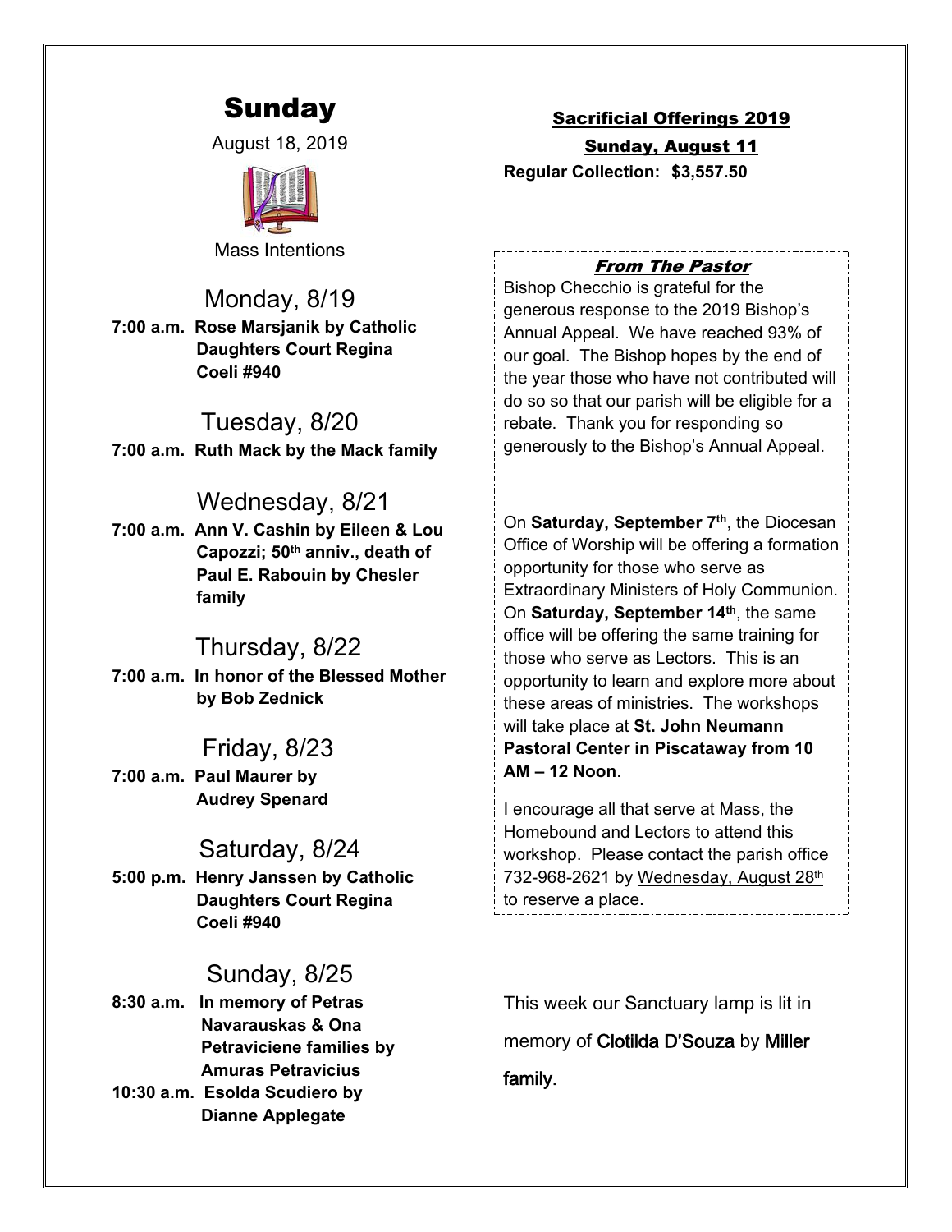# Sunday

August 18, 2019

Mass Intentions

## Monday, 8/19

**7:00 a.m. Rose Marsjanik by Catholic Daughters Court Regina Coeli #940**

## Tuesday, 8/20

**7:00 a.m. Ruth Mack by the Mack family**

## Wednesday, 8/21

**7:00 a.m. Ann V. Cashin by Eileen & Lou Capozzi; 50th anniv., death of Paul E. Rabouin by Chesler family**

## Thursday, 8/22

**7:00 a.m. In honor of the Blessed Mother by Bob Zednick**

## Friday, 8/23

**7:00 a.m. Paul Maurer by Audrey Spenard**

## Saturday, 8/24

**5:00 p.m. Henry Janssen by Catholic Daughters Court Regina Coeli #940**

## Sunday, 8/25

**8:30 a.m. In memory of Petras Navarauskas & Ona Petraviciene families by Amuras Petravicius**

**10:30 a.m. Esolda Scudiero by Dianne Applegate**

## Sacrificial Offerings 2019

**Sunday, August 11**

**Regular Collection: $3,557.50**

### *From The Pastor*

Bishop Checchio is grateful for the generous response to the 2019 Bishop's Annual Appeal. We have reached 93% of our goal. The Bishop hopes by the end of the year those who have not contributed will do so so that our parish will be eligible for a rebate. Thank you for responding so generously to the Bishop's Annual Appeal.

On **Saturday, September 7th**, the Diocesan Office of Worship will be offering a formation opportunity for those who serve as Extraordinary Ministers of Holy Communion. On **Saturday, September 14th**, the same office will be offering the same training for those who serve as Lectors. This is an opportunity to learn and explore more about these areas of ministries. The workshops will take place at **St. John Neumann Pastoral Center in Piscataway from 10 AM – 12 Noon**.

I encourage all that serve at Mass, the Homebound and Lectors to attend this workshop. Please contact the parish office 732-968-2621 by Wednesday, August 28th to reserve a place.

This week our Sanctuary lamp is lit in memory of Clotilda D'Souza by Miller family.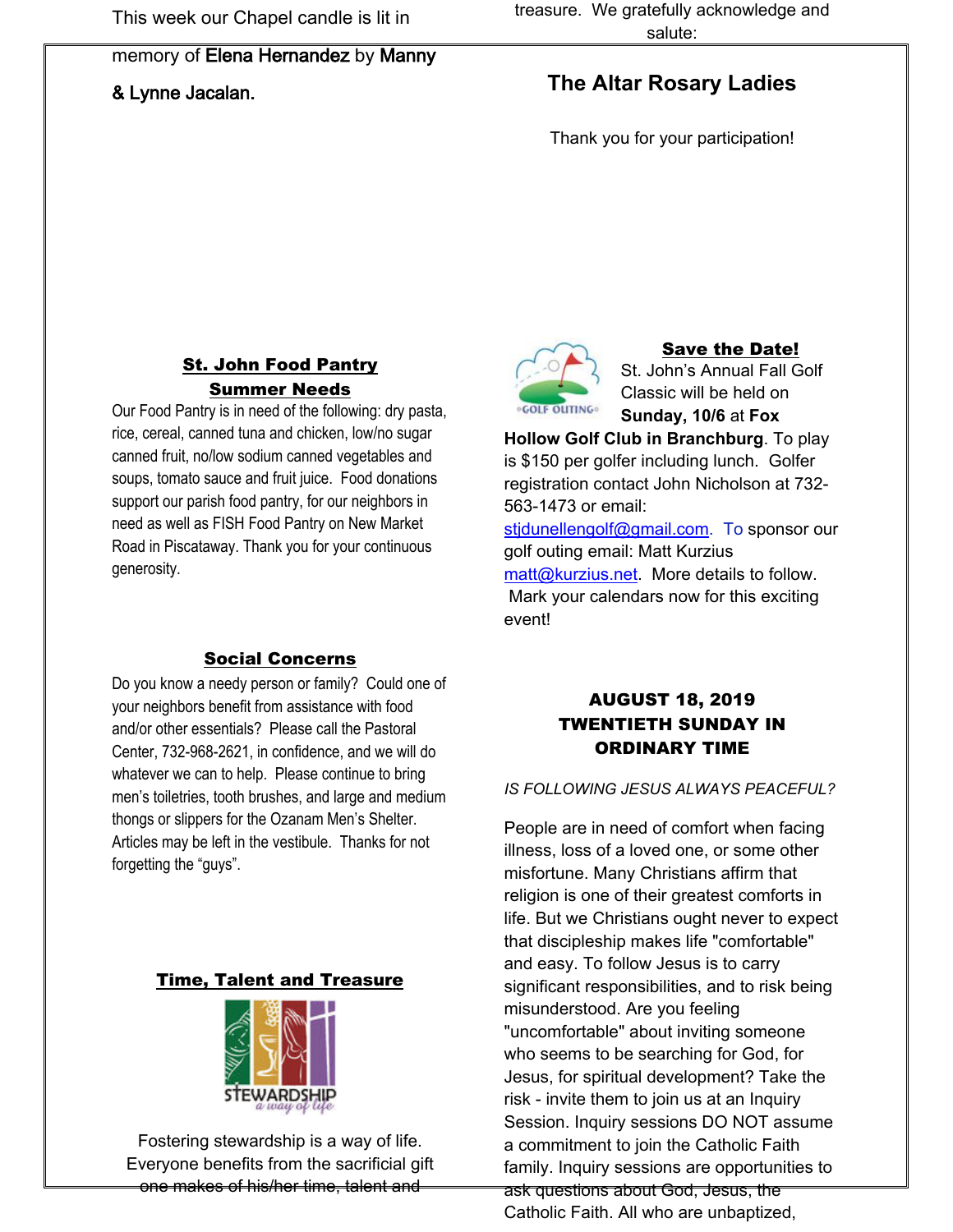This week our Chapel candle is lit in memory of **Elena Hernandez** by **Manny & Lynne Jacalan.**

## St. John Food Pantry Summer Needs

Our Food Pantry is in need of the following: dry pasta, rice, cereal, canned tuna and chicken, low/no sugar canned fruit, no/low sodium canned vegetables and soups, tomato sauce and fruit juice. Food donations support our parish food pantry, for our neighbors in need as well as FISH Food Pantry on New Market Road in Piscataway. Thank you for your continuous generosity.

## Social Concerns

Do you know a needy person or family? Could one of your neighbors benefit from assistance with food and/or other essentials? Please call the Pastoral Center, 732-968-2621, in confidence, and we will do whatever we can to help. Please continue to bring men's toiletries, tooth brushes, and large and medium thongs or slippers for the Ozanam Men's Shelter. Articles may be left in the vestibule. Thanks for not forgetting the "guys".

## Time, Talent and Treasure

Fostering stewardship is a way of life. Everyone benefits from the sacrificial gift one makes of his/her time, talent and treasure. We gratefully acknowledge and salute:

### The Altar Rosary Ladies

Thank you for your participation!

## Save the Date!

St. John's Annual Fall Golf Classic will be held on **Sunday, 10/6** at **Fox Hollow Golf Club in Branchburg**. To play is $150 per golfer including lunch. Golfer registration contact John Nicholson at 732-563-1473 or email: stjdunellengolf@gmail.com. To sponsor our golf outing email: Matt Kurzius matt@kurzius.net. More details to follow. Mark your calendars now for this exciting event!

## AUGUST 18, 2019 TWENTIETH SUNDAY IN ORDINARY TIME

*IS FOLLOWING JESUS ALWAYS PEACEFUL?*

People are in need of comfort when facing illness, loss of a loved one, or some other misfortune. Many Christians affirm that religion is one of their greatest comforts in life. But we Christians ought never to expect that discipleship makes life "comfortable" and easy. To follow Jesus is to carry significant responsibilities, and to risk being misunderstood. Are you feeling "uncomfortable" about inviting someone who seems to be searching for God, for Jesus, for spiritual development? Take the risk - invite them to join us at an Inquiry Session. Inquiry sessions DO NOT assume a commitment to join the Catholic Faith family. Inquiry sessions are opportunities to ask questions about God, Jesus, the Catholic Faith. All who are unbaptized,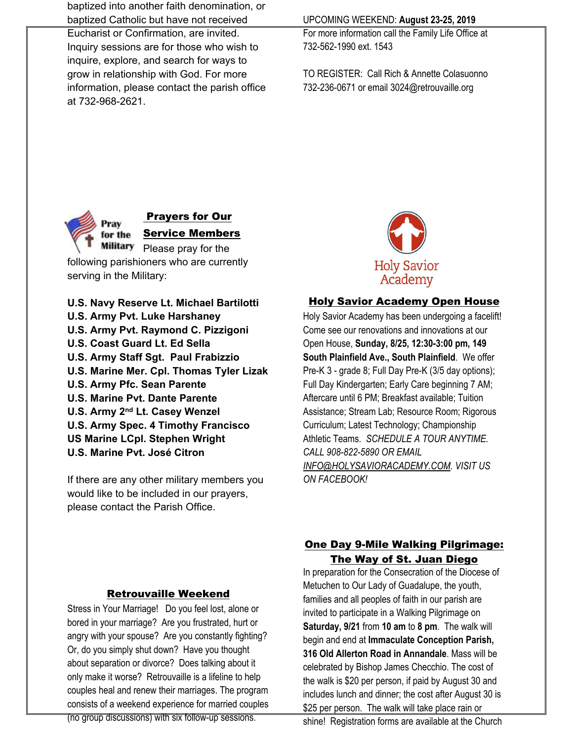baptized into another faith denomination, or baptized Catholic but have not received Eucharist or Confirmation, are invited. Inquiry sessions are for those who wish to inquire, explore, and search for ways to grow in relationship with God. For more information, please contact the parish office at 732-968-2621.

## Prayers for Our Service Members

Please pray for the following parishioners who are currently serving in the Military:

**U.S. Navy Reserve Lt. Michael Bartilotti**
**U.S. Army Pvt. Luke Harshaney**
**U.S. Army Pvt. Raymond C. Pizzigoni**
**U.S. Coast Guard Lt. Ed Sella**
**U.S. Army Staff Sgt. Paul Frabizzio**
**U.S. Marine Mer. Cpl. Thomas Tyler Lizak**
**U.S. Army Pfc. Sean Parente**
**U.S. Marine Pvt. Dante Parente**
**U.S. Army 2nd Lt. Casey Wenzel**
**U.S. Army Spec. 4 Timothy Francisco**
**US Marine LCpl. Stephen Wright**
**U.S. Marine Pvt. José Citron**

If there are any other military members you would like to be included in our prayers, please contact the Parish Office.

## Retrouvaille Weekend

Stress in Your Marriage! Do you feel lost, alone or bored in your marriage? Are you frustrated, hurt or angry with your spouse? Are you constantly fighting? Or, do you simply shut down? Have you thought about separation or divorce? Does talking about it only make it worse? Retrouvaille is a lifeline to help couples heal and renew their marriages. The program consists of a weekend experience for married couples (no group discussions) with six follow-up sessions.

UPCOMING WEEKEND: **August 23-25, 2019**
For more information call the Family Life Office at 732-562-1990 ext. 1543

TO REGISTER: Call Rich & Annette Colasuonno 732-236-0671 or email 3024@retrouvaille.org

Holy Savior Academy

## Holy Savior Academy Open House

Holy Savior Academy has been undergoing a facelift! Come see our renovations and innovations at our Open House, **Sunday, 8/25, 12:30-3:00 pm, 149 South Plainfield Ave., South Plainfield**. We offer Pre-K 3 - grade 8; Full Day Pre-K (3/5 day options); Full Day Kindergarten; Early Care beginning 7 AM; Aftercare until 6 PM; Breakfast available; Tuition Assistance; Stream Lab; Resource Room; Rigorous Curriculum; Latest Technology; Championship Athletic Teams. *SCHEDULE A TOUR ANYTIME. CALL 908-822-5890 OR EMAIL INFO@HOLYSAVIORACADEMY.COM. VISIT US ON FACEBOOK!*

## One Day 9-Mile Walking Pilgrimage: The Way of St. Juan Diego

In preparation for the Consecration of the Diocese of Metuchen to Our Lady of Guadalupe, the youth, families and all peoples of faith in our parish are invited to participate in a Walking Pilgrimage on **Saturday, 9/21** from **10 am** to **8 pm**. The walk will begin and end at **Immaculate Conception Parish, 316 Old Allerton Road in Annandale**. Mass will be celebrated by Bishop James Checchio. The cost of the walk is $20 per person, if paid by August 30 and includes lunch and dinner; the cost after August 30 is $25 per person. The walk will take place rain or shine! Registration forms are available at the Church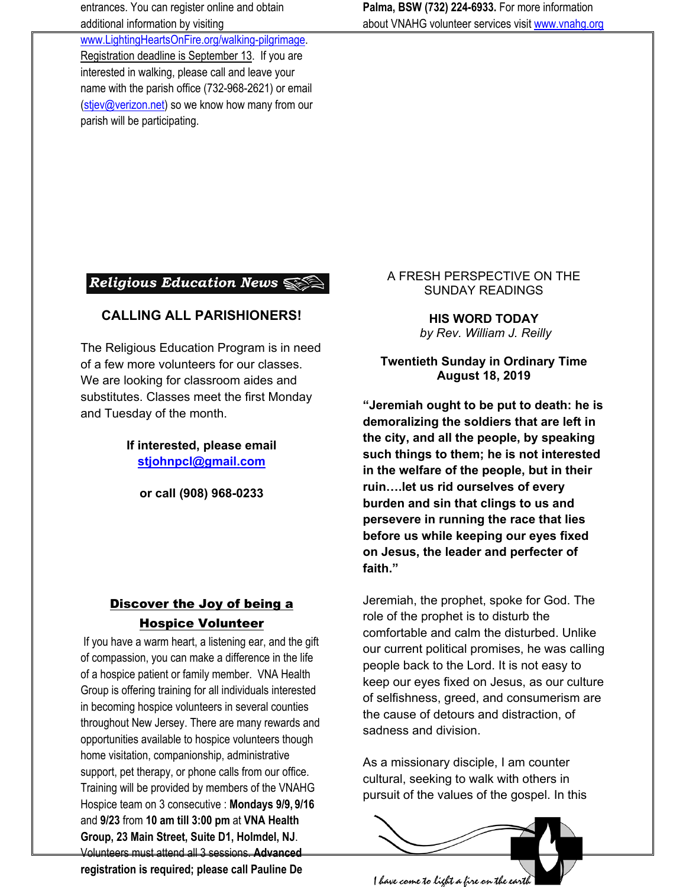entrances. You can register online and obtain additional information by visiting www.LightingHeartsOnFire.org/walking-pilgrimage. Registration deadline is September 13. If you are interested in walking, please call and leave your name with the parish office (732-968-2621) or email (stjev@verizon.net) so we know how many from our parish will be participating.

## Religious Education News

### CALLING ALL PARISHIONERS!

The Religious Education Program is in need of a few more volunteers for our classes. We are looking for classroom aides and substitutes. Classes meet the first Monday and Tuesday of the month.

**If interested, please email stjohnpcl@gmail.com**

**or call (908) 968-0233**

### Discover the Joy of being a Hospice Volunteer

If you have a warm heart, a listening ear, and the gift of compassion, you can make a difference in the life of a hospice patient or family member. VNA Health Group is offering training for all individuals interested in becoming hospice volunteers in several counties throughout New Jersey. There are many rewards and opportunities available to hospice volunteers though home visitation, companionship, administrative support, pet therapy, or phone calls from our office. Training will be provided by members of the VNAHG Hospice team on 3 consecutive : **Mondays 9/9, 9/16** and **9/23** from **10 am till 3:00 pm** at **VNA Health Group, 23 Main Street, Suite D1, Holmdel, NJ**. Volunteers must attend all 3 sessions. **Advanced registration is required; please call Pauline De Palma, BSW (732) 224-6933.** For more information about VNAHG volunteer services visit www.vnahg.org

A FRESH PERSPECTIVE ON THE SUNDAY READINGS

**HIS WORD TODAY**
*by Rev. William J. Reilly*

**Twentieth Sunday in Ordinary Time**
**August 18, 2019**

**"Jeremiah ought to be put to death: he is demoralizing the soldiers that are left in the city, and all the people, by speaking such things to them; he is not interested in the welfare of the people, but in their ruin….let us rid ourselves of every burden and sin that clings to us and persevere in running the race that lies before us while keeping our eyes fixed on Jesus, the leader and perfecter of faith."**

Jeremiah, the prophet, spoke for God. The role of the prophet is to disturb the comfortable and calm the disturbed. Unlike our current political promises, he was calling people back to the Lord. It is not easy to keep our eyes fixed on Jesus, as our culture of selfishness, greed, and consumerism are the cause of detours and distraction, of sadness and division.

As a missionary disciple, I am counter cultural, seeking to walk with others in pursuit of the values of the gospel. In this

*I have come to light a fire on the earth*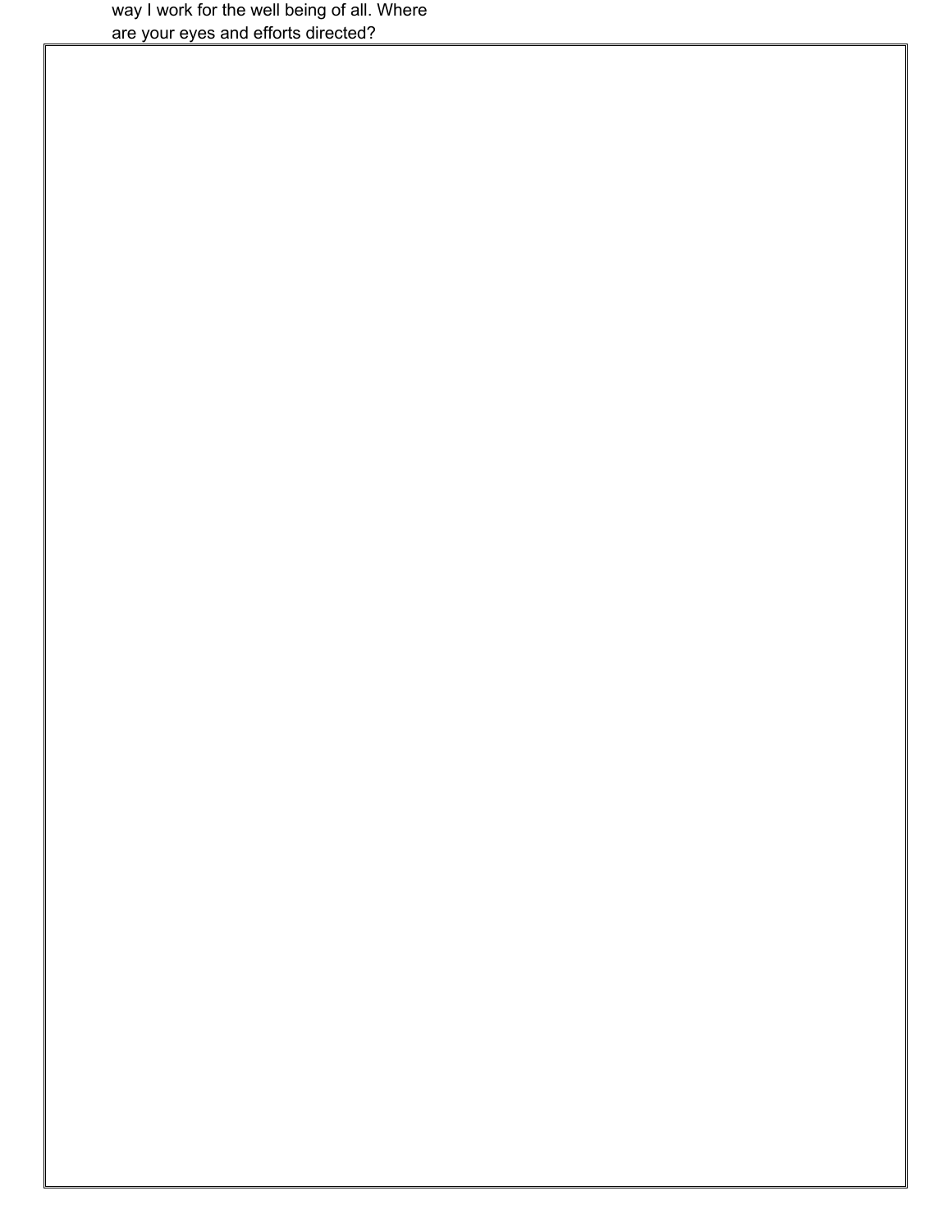way I work for the well being of all. Where are your eyes and efforts directed?